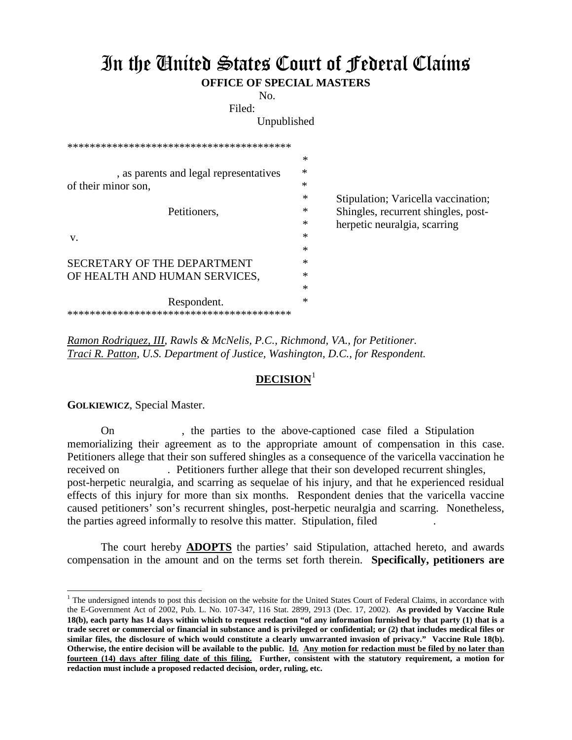# In the United States Court of Federal Claims

**OFFICE OF SPECIAL MASTERS**

No.

Filed:

Unpublished

```
****************************************
                                        *
, as parents and legal representatives  *
of their minor son,                     *
                                        *
            Petitioners,                *
                                        *
v.                                      *
                                        *
SECRETARY OF THE DEPARTMENT             *
OF HEALTH AND HUMAN SERVICES,           *
                                        *
            Respondent.                 *
****************************************
```

Stipulation; Varicella vaccination; Shingles, recurrent shingles, post-herpetic neuralgia, scarring

*Ramon Rodriguez, III, Rawls & McNelis, P.C., Richmond, VA., for Petitioner.*
*Traci R. Patton, U.S. Department of Justice, Washington, D.C., for Respondent.*

## DECISION[1]

**GOLKIEWICZ**, Special Master.

On , the parties to the above-captioned case filed a Stipulation memorializing their agreement as to the appropriate amount of compensation in this case. Petitioners allege that their son suffered shingles as a consequence of the varicella vaccination he received on . Petitioners further allege that their son developed recurrent shingles, post-herpetic neuralgia, and scarring as sequelae of his injury, and that he experienced residual effects of this injury for more than six months. Respondent denies that the varicella vaccine caused petitioners' son's recurrent shingles, post-herpetic neuralgia and scarring. Nonetheless, the parties agreed informally to resolve this matter. Stipulation, filed .

The court hereby **ADOPTS** the parties' said Stipulation, attached hereto, and awards compensation in the amount and on the terms set forth therein. **Specifically, petitioners are**

---

[1] The undersigned intends to post this decision on the website for the United States Court of Federal Claims, in accordance with the E-Government Act of 2002, Pub. L. No. 107-347, 116 Stat. 2899, 2913 (Dec. 17, 2002). **As provided by Vaccine Rule 18(b), each party has 14 days within which to request redaction "of any information furnished by that party (1) that is a trade secret or commercial or financial in substance and is privileged or confidential; or (2) that includes medical files or similar files, the disclosure of which would constitute a clearly unwarranted invasion of privacy." Vaccine Rule 18(b). Otherwise, the entire decision will be available to the public. Id. Any motion for redaction must be filed by no later than fourteen (14) days after filing date of this filing. Further, consistent with the statutory requirement, a motion for redaction must include a proposed redacted decision, order, ruling, etc.**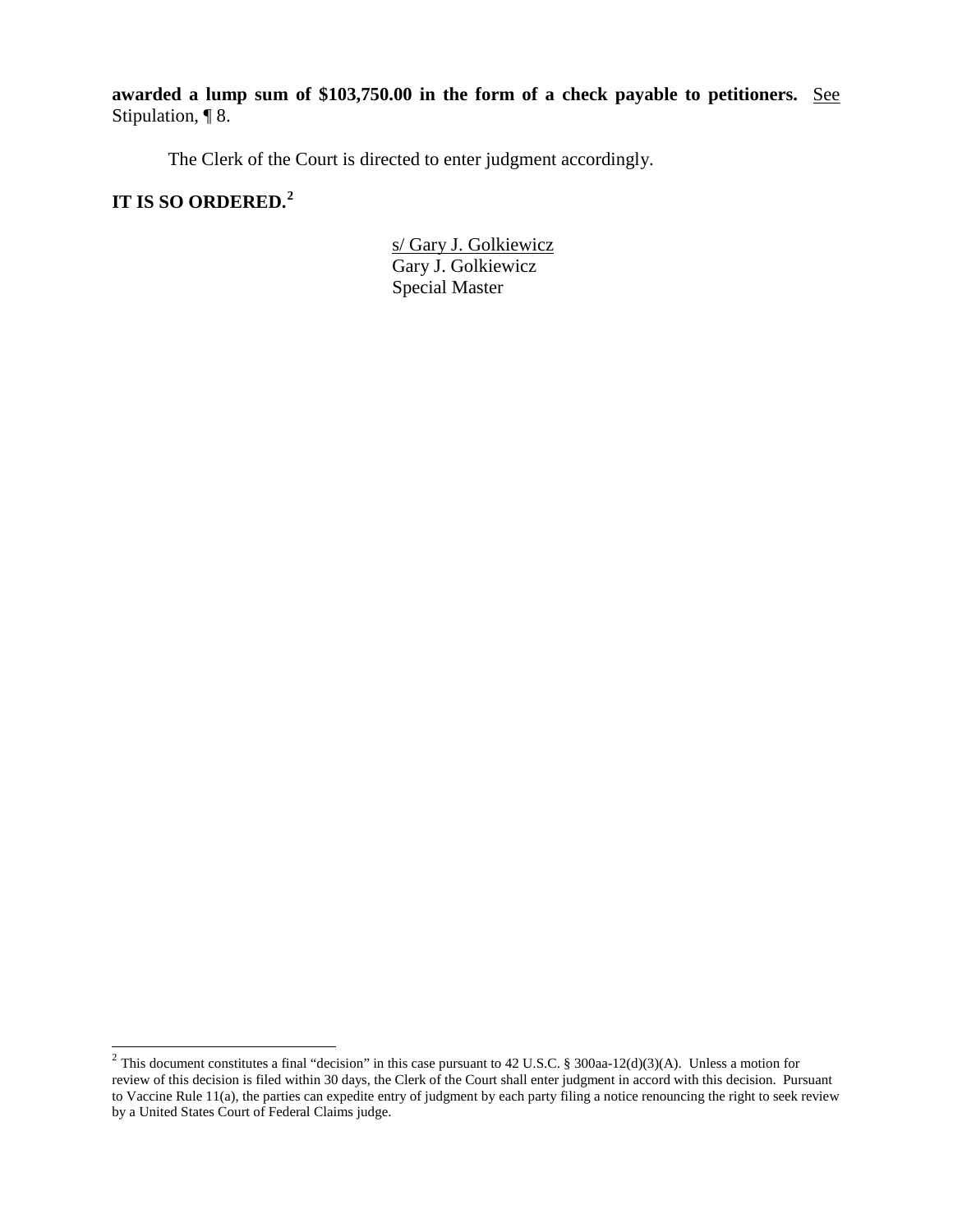**awarded a lump sum of $103,750.00 in the form of a check payable to petitioners.** See Stipulation, ¶ 8.

The Clerk of the Court is directed to enter judgment accordingly.

**IT IS SO ORDERED.**[2]

s/ Gary J. Golkiewicz
Gary J. Golkiewicz
Special Master

---

[2] This document constitutes a final "decision" in this case pursuant to 42 U.S.C. § 300aa-12(d)(3)(A). Unless a motion for review of this decision is filed within 30 days, the Clerk of the Court shall enter judgment in accord with this decision. Pursuant to Vaccine Rule 11(a), the parties can expedite entry of judgment by each party filing a notice renouncing the right to seek review by a United States Court of Federal Claims judge.